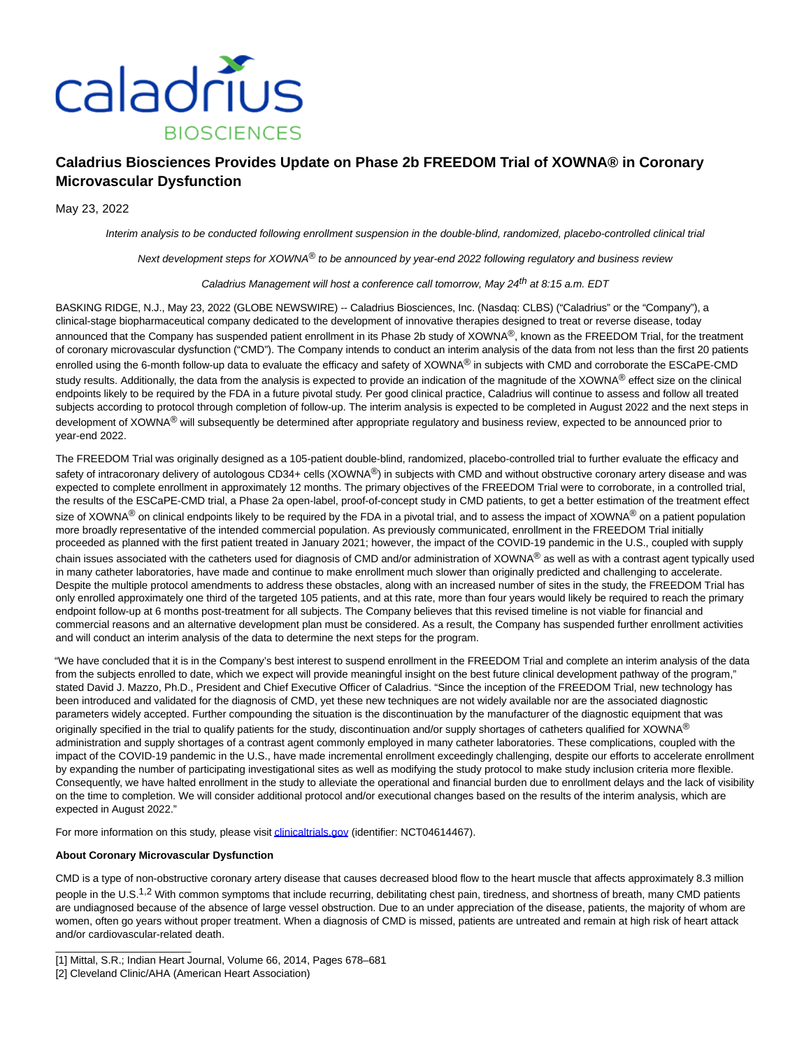# Caladrius Biosciences Provides Update on Phase 2b FREEDOM Trial of XOWNA® in Coronary Microvascular Dysfunction

May 23, 2022

*Interim analysis to be conducted following enrollment suspension in the double-blind, randomized, placebo-controlled clinical trial*

*Next development steps for XOWNA® to be announced by year-end 2022 following regulatory and business review*

*Caladrius Management will host a conference call tomorrow, May 24th at 8:15 a.m. EDT*

BASKING RIDGE, N.J., May 23, 2022 (GLOBE NEWSWIRE) -- Caladrius Biosciences, Inc. (Nasdaq: CLBS) ("Caladrius" or the "Company"), a clinical-stage biopharmaceutical company dedicated to the development of innovative therapies designed to treat or reverse disease, today announced that the Company has suspended patient enrollment in its Phase 2b study of XOWNA®, known as the FREEDOM Trial, for the treatment of coronary microvascular dysfunction ("CMD"). The Company intends to conduct an interim analysis of the data from not less than the first 20 patients enrolled using the 6-month follow-up data to evaluate the efficacy and safety of XOWNA® in subjects with CMD and corroborate the ESCaPE-CMD study results. Additionally, the data from the analysis is expected to provide an indication of the magnitude of the XOWNA® effect size on the clinical endpoints likely to be required by the FDA in a future pivotal study. Per good clinical practice, Caladrius will continue to assess and follow all treated subjects according to protocol through completion of follow-up. The interim analysis is expected to be completed in August 2022 and the next steps in development of XOWNA® will subsequently be determined after appropriate regulatory and business review, expected to be announced prior to year-end 2022.

The FREEDOM Trial was originally designed as a 105-patient double-blind, randomized, placebo-controlled trial to further evaluate the efficacy and safety of intracoronary delivery of autologous CD34+ cells (XOWNA®) in subjects with CMD and without obstructive coronary artery disease and was expected to complete enrollment in approximately 12 months. The primary objectives of the FREEDOM Trial were to corroborate, in a controlled trial, the results of the ESCaPE-CMD trial, a Phase 2a open-label, proof-of-concept study in CMD patients, to get a better estimation of the treatment effect size of XOWNA® on clinical endpoints likely to be required by the FDA in a pivotal trial, and to assess the impact of XOWNA® on a patient population more broadly representative of the intended commercial population. As previously communicated, enrollment in the FREEDOM Trial initially proceeded as planned with the first patient treated in January 2021; however, the impact of the COVID-19 pandemic in the U.S., coupled with supply chain issues associated with the catheters used for diagnosis of CMD and/or administration of XOWNA® as well as with a contrast agent typically used in many catheter laboratories, have made and continue to make enrollment much slower than originally predicted and challenging to accelerate. Despite the multiple protocol amendments to address these obstacles, along with an increased number of sites in the study, the FREEDOM Trial has only enrolled approximately one third of the targeted 105 patients, and at this rate, more than four years would likely be required to reach the primary endpoint follow-up at 6 months post-treatment for all subjects. The Company believes that this revised timeline is not viable for financial and commercial reasons and an alternative development plan must be considered. As a result, the Company has suspended further enrollment activities and will conduct an interim analysis of the data to determine the next steps for the program.

"We have concluded that it is in the Company's best interest to suspend enrollment in the FREEDOM Trial and complete an interim analysis of the data from the subjects enrolled to date, which we expect will provide meaningful insight on the best future clinical development pathway of the program," stated David J. Mazzo, Ph.D., President and Chief Executive Officer of Caladrius. "Since the inception of the FREEDOM Trial, new technology has been introduced and validated for the diagnosis of CMD, yet these new techniques are not widely available nor are the associated diagnostic parameters widely accepted. Further compounding the situation is the discontinuation by the manufacturer of the diagnostic equipment that was originally specified in the trial to qualify patients for the study, discontinuation and/or supply shortages of catheters qualified for XOWNA® administration and supply shortages of a contrast agent commonly employed in many catheter laboratories. These complications, coupled with the impact of the COVID-19 pandemic in the U.S., have made incremental enrollment exceedingly challenging, despite our efforts to accelerate enrollment by expanding the number of participating investigational sites as well as modifying the study protocol to make study inclusion criteria more flexible. Consequently, we have halted enrollment in the study to alleviate the operational and financial burden due to enrollment delays and the lack of visibility on the time to completion. We will consider additional protocol and/or executional changes based on the results of the interim analysis, which are expected in August 2022."

For more information on this study, please visit clinicaltrials.gov (identifier: NCT04614467).

**About Coronary Microvascular Dysfunction**

CMD is a type of non-obstructive coronary artery disease that causes decreased blood flow to the heart muscle that affects approximately 8.3 million people in the U.S.[1,2] With common symptoms that include recurring, debilitating chest pain, tiredness, and shortness of breath, many CMD patients are undiagnosed because of the absence of large vessel obstruction. Due to an under appreciation of the disease, patients, the majority of whom are women, often go years without proper treatment. When a diagnosis of CMD is missed, patients are untreated and remain at high risk of heart attack and/or cardiovascular-related death.

---

[1] Mittal, S.R.; Indian Heart Journal, Volume 66, 2014, Pages 678–681

[2] Cleveland Clinic/AHA (American Heart Association)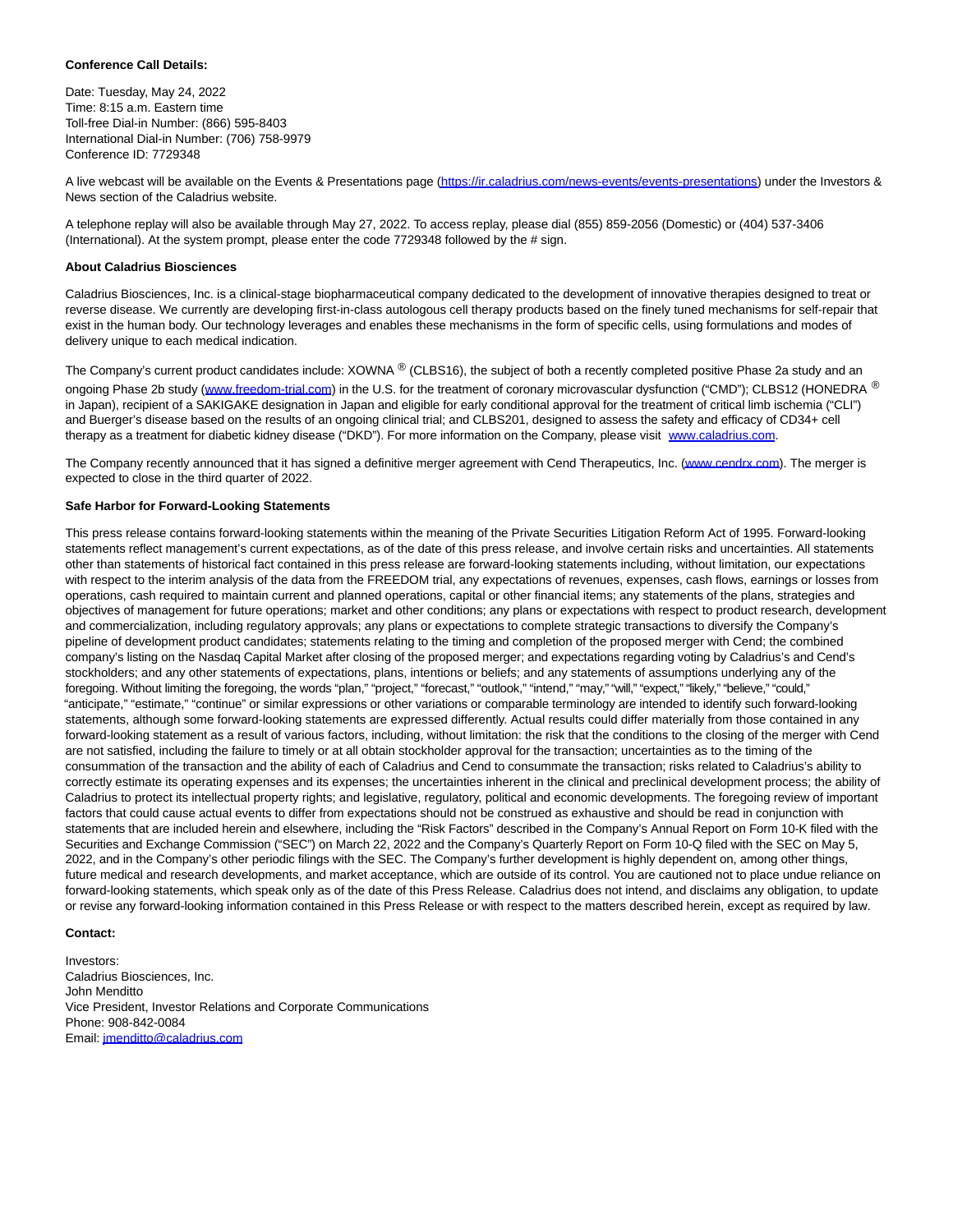**Conference Call Details:**

Date: Tuesday, May 24, 2022
Time: 8:15 a.m. Eastern time
Toll-free Dial-in Number: (866) 595-8403
International Dial-in Number: (706) 758-9979
Conference ID: 7729348

A live webcast will be available on the Events & Presentations page (https://ir.caladrius.com/news-events/events-presentations) under the Investors & News section of the Caladrius website.

A telephone replay will also be available through May 27, 2022. To access replay, please dial (855) 859-2056 (Domestic) or (404) 537-3406 (International). At the system prompt, please enter the code 7729348 followed by the # sign.

**About Caladrius Biosciences**

Caladrius Biosciences, Inc. is a clinical-stage biopharmaceutical company dedicated to the development of innovative therapies designed to treat or reverse disease. We currently are developing first-in-class autologous cell therapy products based on the finely tuned mechanisms for self-repair that exist in the human body. Our technology leverages and enables these mechanisms in the form of specific cells, using formulations and modes of delivery unique to each medical indication.

The Company's current product candidates include: XOWNA ® (CLBS16), the subject of both a recently completed positive Phase 2a study and an ongoing Phase 2b study (www.freedom-trial.com) in the U.S. for the treatment of coronary microvascular dysfunction ("CMD"); CLBS12 (HONEDRA ® in Japan), recipient of a SAKIGAKE designation in Japan and eligible for early conditional approval for the treatment of critical limb ischemia ("CLI") and Buerger's disease based on the results of an ongoing clinical trial; and CLBS201, designed to assess the safety and efficacy of CD34+ cell therapy as a treatment for diabetic kidney disease ("DKD"). For more information on the Company, please visit www.caladrius.com.

The Company recently announced that it has signed a definitive merger agreement with Cend Therapeutics, Inc. (www.cendrx.com). The merger is expected to close in the third quarter of 2022.

**Safe Harbor for Forward-Looking Statements**

This press release contains forward-looking statements within the meaning of the Private Securities Litigation Reform Act of 1995. Forward-looking statements reflect management's current expectations, as of the date of this press release, and involve certain risks and uncertainties. All statements other than statements of historical fact contained in this press release are forward-looking statements including, without limitation, our expectations with respect to the interim analysis of the data from the FREEDOM trial, any expectations of revenues, expenses, cash flows, earnings or losses from operations, cash required to maintain current and planned operations, capital or other financial items; any statements of the plans, strategies and objectives of management for future operations; market and other conditions; any plans or expectations with respect to product research, development and commercialization, including regulatory approvals; any plans or expectations to complete strategic transactions to diversify the Company's pipeline of development product candidates; statements relating to the timing and completion of the proposed merger with Cend; the combined company's listing on the Nasdaq Capital Market after closing of the proposed merger; and expectations regarding voting by Caladrius's and Cend's stockholders; and any other statements of expectations, plans, intentions or beliefs; and any statements of assumptions underlying any of the foregoing. Without limiting the foregoing, the words "plan," "project," "forecast," "outlook," "intend," "may," "will," "expect," "likely," "believe," "could," "anticipate," "estimate," "continue" or similar expressions or other variations or comparable terminology are intended to identify such forward-looking statements, although some forward-looking statements are expressed differently. Actual results could differ materially from those contained in any forward-looking statement as a result of various factors, including, without limitation: the risk that the conditions to the closing of the merger with Cend are not satisfied, including the failure to timely or at all obtain stockholder approval for the transaction; uncertainties as to the timing of the consummation of the transaction and the ability of each of Caladrius and Cend to consummate the transaction; risks related to Caladrius's ability to correctly estimate its operating expenses and its expenses; the uncertainties inherent in the clinical and preclinical development process; the ability of Caladrius to protect its intellectual property rights; and legislative, regulatory, political and economic developments. The foregoing review of important factors that could cause actual events to differ from expectations should not be construed as exhaustive and should be read in conjunction with statements that are included herein and elsewhere, including the "Risk Factors" described in the Company's Annual Report on Form 10-K filed with the Securities and Exchange Commission ("SEC") on March 22, 2022 and the Company's Quarterly Report on Form 10-Q filed with the SEC on May 5, 2022, and in the Company's other periodic filings with the SEC. The Company's further development is highly dependent on, among other things, future medical and research developments, and market acceptance, which are outside of its control. You are cautioned not to place undue reliance on forward-looking statements, which speak only as of the date of this Press Release. Caladrius does not intend, and disclaims any obligation, to update or revise any forward-looking information contained in this Press Release or with respect to the matters described herein, except as required by law.

**Contact:**

Investors:
Caladrius Biosciences, Inc.
John Menditto
Vice President, Investor Relations and Corporate Communications
Phone: 908-842-0084
Email: jmenditto@caladrius.com